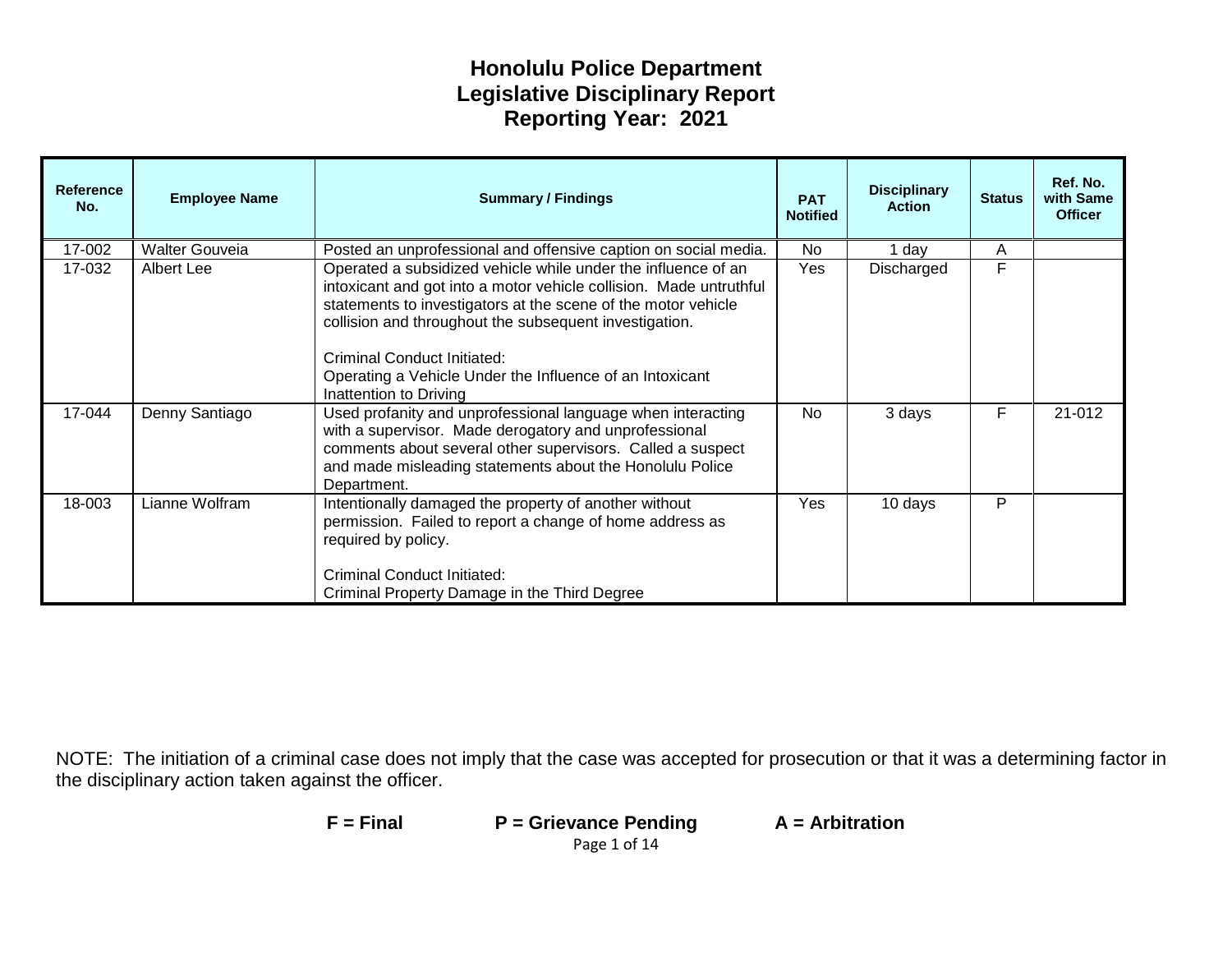# Honolulu Police Department
# Legislative Disciplinary Report
# Reporting Year: 2021

| Reference No. | Employee Name | Summary / Findings | PAT Notified | Disciplinary Action | Status | Ref. No. with Same Officer |
|---|---|---|---|---|---|---|
| 17-002 | Walter Gouveia | Posted an unprofessional and offensive caption on social media. | No | 1 day | A | |
| 17-032 | Albert Lee | Operated a subsidized vehicle while under the influence of an intoxicant and got into a motor vehicle collision. Made untruthful statements to investigators at the scene of the motor vehicle collision and throughout the subsequent investigation.<br><br>Criminal Conduct Initiated:<br>Operating a Vehicle Under the Influence of an Intoxicant<br>Inattention to Driving | Yes | Discharged | F | |
| 17-044 | Denny Santiago | Used profanity and unprofessional language when interacting with a supervisor. Made derogatory and unprofessional comments about several other supervisors. Called a suspect and made misleading statements about the Honolulu Police Department. | No | 3 days | F | 21-012 |
| 18-003 | Lianne Wolfram | Intentionally damaged the property of another without permission. Failed to report a change of home address as required by policy.<br><br>Criminal Conduct Initiated:<br>Criminal Property Damage in the Third Degree | Yes | 10 days | P | |

NOTE: The initiation of a criminal case does not imply that the case was accepted for prosecution or that it was a determining factor in the disciplinary action taken against the officer.

**F = Final** **P = Grievance Pending** **A = Arbitration**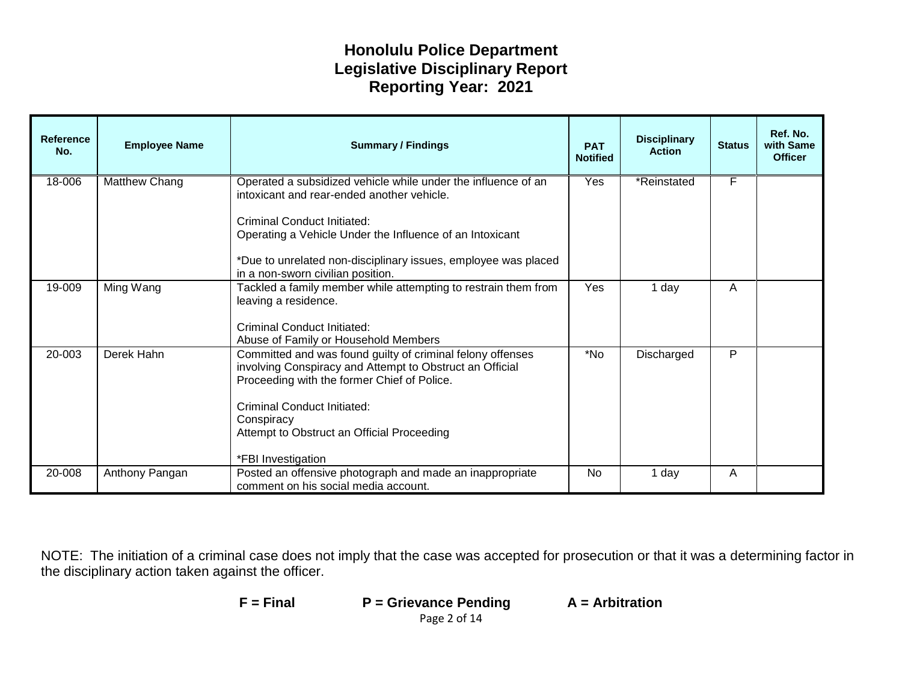# Honolulu Police Department
## Legislative Disciplinary Report
## Reporting Year: 2021

| Reference No. | Employee Name | Summary / Findings | PAT Notified | Disciplinary Action | Status | Ref. No. with Same Officer |
|---|---|---|---|---|---|---|
| 18-006 | Matthew Chang | Operated a subsidized vehicle while under the influence of an intoxicant and rear-ended another vehicle.<br><br>Criminal Conduct Initiated:<br>Operating a Vehicle Under the Influence of an Intoxicant<br><br>*Due to unrelated non-disciplinary issues, employee was placed in a non-sworn civilian position. | Yes | *Reinstated | F | |
| 19-009 | Ming Wang | Tackled a family member while attempting to restrain them from leaving a residence.<br><br>Criminal Conduct Initiated:<br>Abuse of Family or Household Members | Yes | 1 day | A | |
| 20-003 | Derek Hahn | Committed and was found guilty of criminal felony offenses involving Conspiracy and Attempt to Obstruct an Official Proceeding with the former Chief of Police.<br><br>Criminal Conduct Initiated:<br>Conspiracy<br>Attempt to Obstruct an Official Proceeding<br><br>*FBI Investigation | *No | Discharged | P | |
| 20-008 | Anthony Pangan | Posted an offensive photograph and made an inappropriate comment on his social media account. | No | 1 day | A | |

NOTE: The initiation of a criminal case does not imply that the case was accepted for prosecution or that it was a determining factor in the disciplinary action taken against the officer.

**F = Final** **P = Grievance Pending** **A = Arbitration**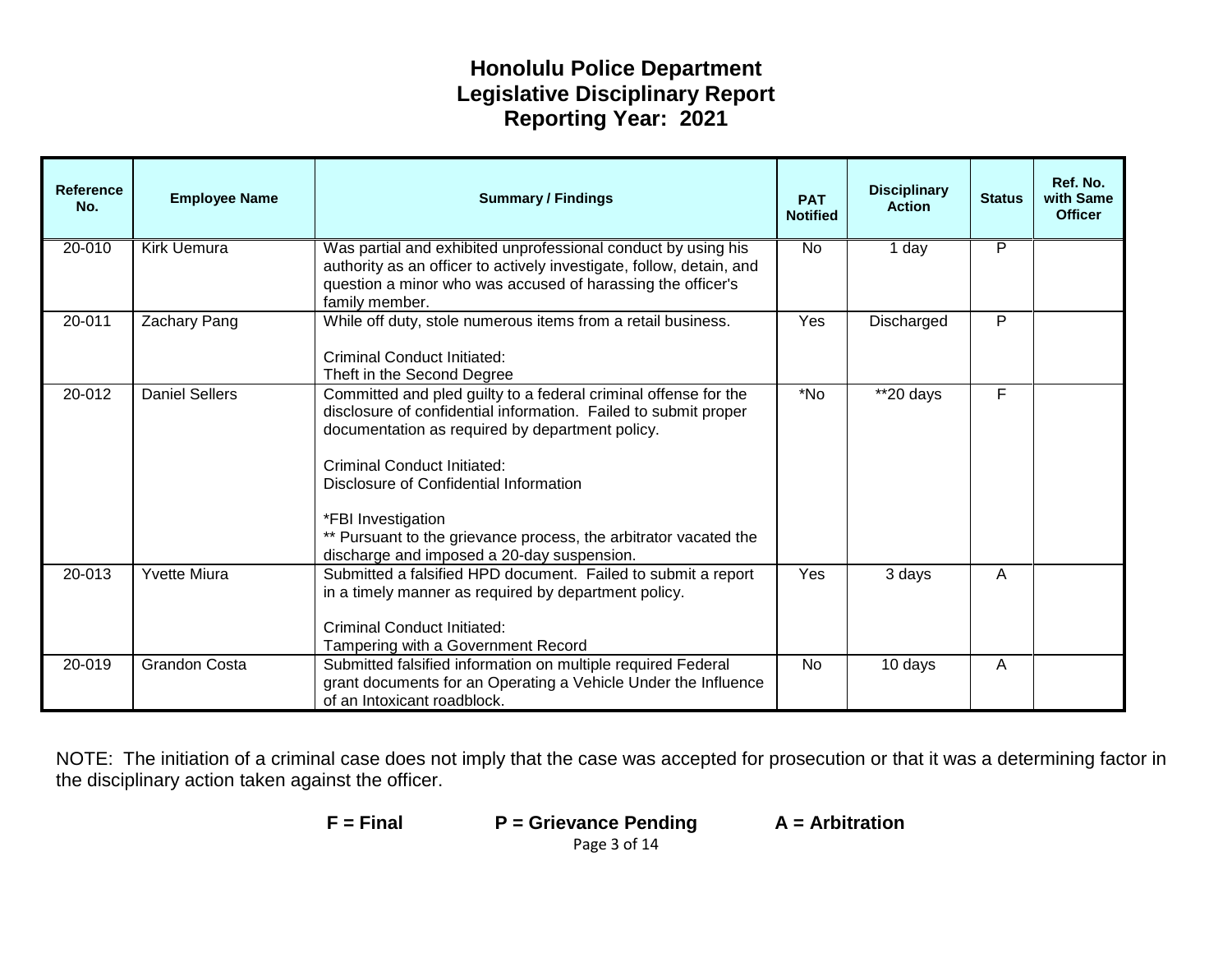# Honolulu Police Department
# Legislative Disciplinary Report
# Reporting Year: 2021

| Reference No. | Employee Name | Summary / Findings | PAT Notified | Disciplinary Action | Status | Ref. No. with Same Officer |
|---|---|---|---|---|---|---|
| 20-010 | Kirk Uemura | Was partial and exhibited unprofessional conduct by using his authority as an officer to actively investigate, follow, detain, and question a minor who was accused of harassing the officer's family member. | No | 1 day | P | |
| 20-011 | Zachary Pang | While off duty, stole numerous items from a retail business.<br><br>Criminal Conduct Initiated:<br>Theft in the Second Degree | Yes | Discharged | P | |
| 20-012 | Daniel Sellers | Committed and pled guilty to a federal criminal offense for the disclosure of confidential information. Failed to submit proper documentation as required by department policy.<br><br>Criminal Conduct Initiated:<br>Disclosure of Confidential Information<br><br>*FBI Investigation<br>** Pursuant to the grievance process, the arbitrator vacated the discharge and imposed a 20-day suspension. | *No | **20 days | F | |
| 20-013 | Yvette Miura | Submitted a falsified HPD document. Failed to submit a report in a timely manner as required by department policy.<br><br>Criminal Conduct Initiated:<br>Tampering with a Government Record | Yes | 3 days | A | |
| 20-019 | Grandon Costa | Submitted falsified information on multiple required Federal grant documents for an Operating a Vehicle Under the Influence of an Intoxicant roadblock. | No | 10 days | A | |

NOTE: The initiation of a criminal case does not imply that the case was accepted for prosecution or that it was a determining factor in the disciplinary action taken against the officer.

**F = Final** **P = Grievance Pending** **A = Arbitration**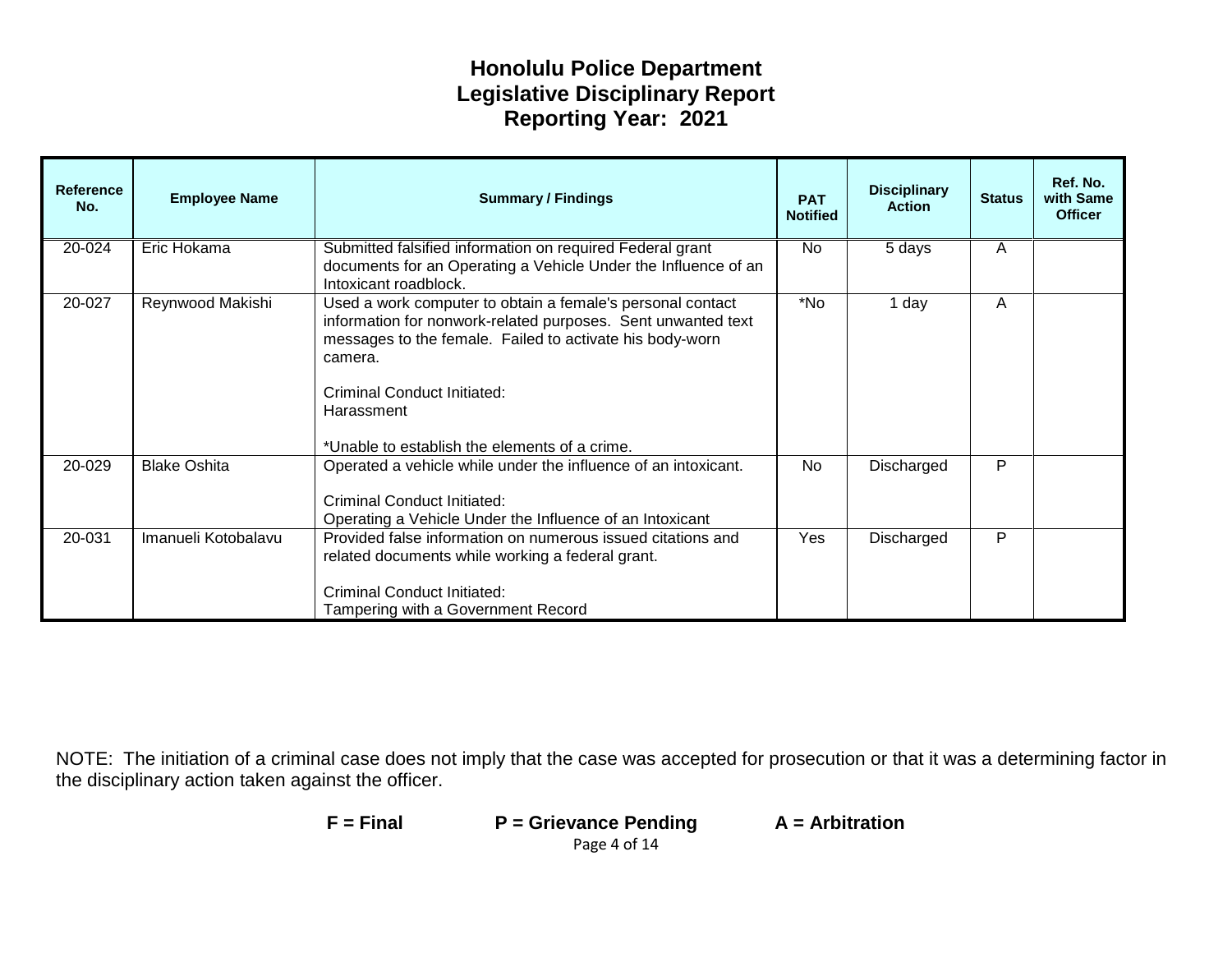# Honolulu Police Department
## Legislative Disciplinary Report
## Reporting Year: 2021

| Reference No. | Employee Name | Summary / Findings | PAT Notified | Disciplinary Action | Status | Ref. No. with Same Officer |
|---|---|---|---|---|---|---|
| 20-024 | Eric Hokama | Submitted falsified information on required Federal grant documents for an Operating a Vehicle Under the Influence of an Intoxicant roadblock. | No | 5 days | A | |
| 20-027 | Reynwood Makishi | Used a work computer to obtain a female's personal contact information for nonwork-related purposes. Sent unwanted text messages to the female. Failed to activate his body-worn camera.<br><br>Criminal Conduct Initiated:<br>Harassment<br><br>*Unable to establish the elements of a crime. | *No | 1 day | A | |
| 20-029 | Blake Oshita | Operated a vehicle while under the influence of an intoxicant.<br><br>Criminal Conduct Initiated:<br>Operating a Vehicle Under the Influence of an Intoxicant | No | Discharged | P | |
| 20-031 | Imanueli Kotobalavu | Provided false information on numerous issued citations and related documents while working a federal grant.<br><br>Criminal Conduct Initiated:<br>Tampering with a Government Record | Yes | Discharged | P | |

NOTE: The initiation of a criminal case does not imply that the case was accepted for prosecution or that it was a determining factor in the disciplinary action taken against the officer.

**F = Final** **P = Grievance Pending** **A = Arbitration**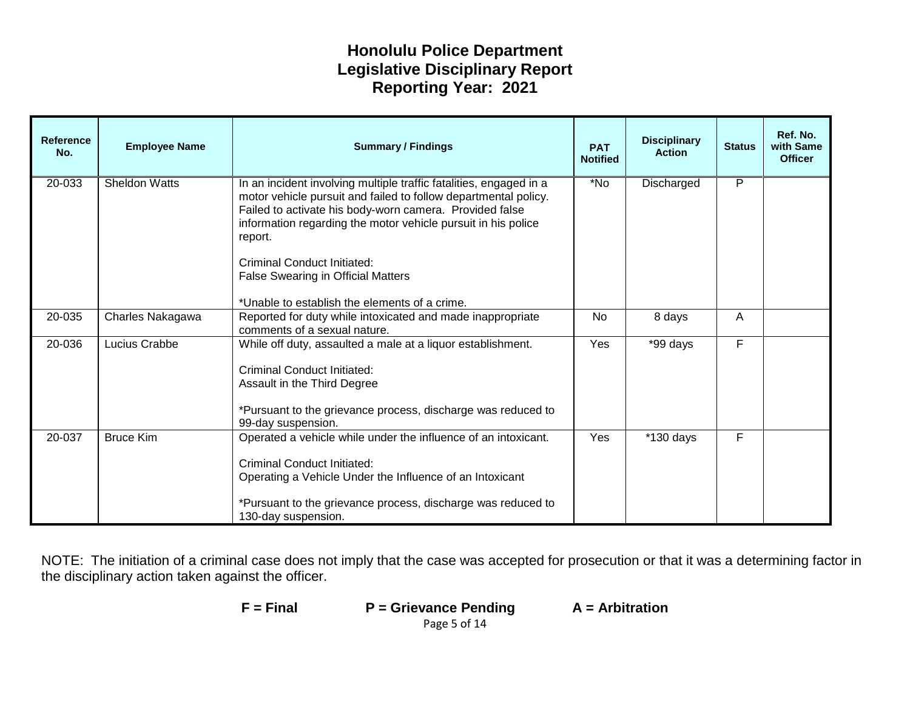# Honolulu Police Department
## Legislative Disciplinary Report
## Reporting Year: 2021

| Reference No. | Employee Name | Summary / Findings | PAT Notified | Disciplinary Action | Status | Ref. No. with Same Officer |
|---|---|---|---|---|---|---|
| 20-033 | Sheldon Watts | In an incident involving multiple traffic fatalities, engaged in a motor vehicle pursuit and failed to follow departmental policy. Failed to activate his body-worn camera. Provided false information regarding the motor vehicle pursuit in his police report.<br><br>Criminal Conduct Initiated:<br>False Swearing in Official Matters<br><br>*Unable to establish the elements of a crime. | *No | Discharged | P | |
| 20-035 | Charles Nakagawa | Reported for duty while intoxicated and made inappropriate comments of a sexual nature. | No | 8 days | A | |
| 20-036 | Lucius Crabbe | While off duty, assaulted a male at a liquor establishment.<br><br>Criminal Conduct Initiated:<br>Assault in the Third Degree<br><br>*Pursuant to the grievance process, discharge was reduced to 99-day suspension. | Yes | *99 days | F | |
| 20-037 | Bruce Kim | Operated a vehicle while under the influence of an intoxicant.<br><br>Criminal Conduct Initiated:<br>Operating a Vehicle Under the Influence of an Intoxicant<br><br>*Pursuant to the grievance process, discharge was reduced to 130-day suspension. | Yes | *130 days | F | |

NOTE: The initiation of a criminal case does not imply that the case was accepted for prosecution or that it was a determining factor in the disciplinary action taken against the officer.

**F = Final** **P = Grievance Pending** **A = Arbitration**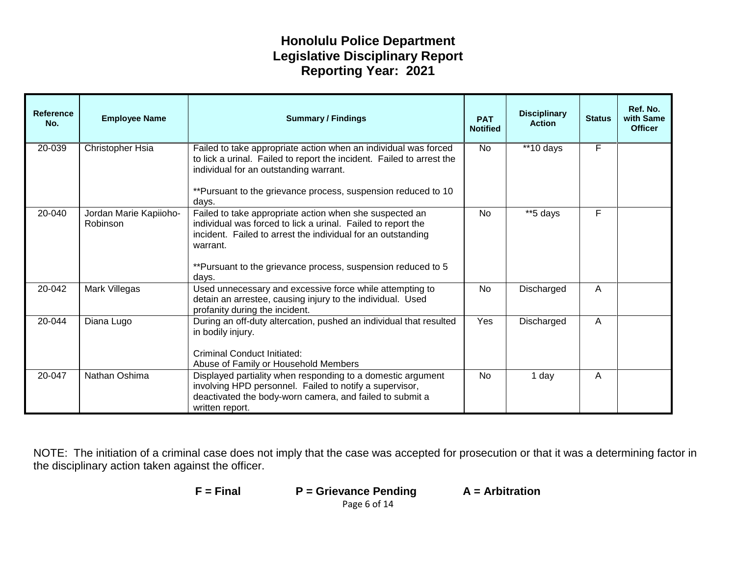# Honolulu Police Department
## Legislative Disciplinary Report
## Reporting Year: 2021

| Reference No. | Employee Name | Summary / Findings | PAT Notified | Disciplinary Action | Status | Ref. No. with Same Officer |
|---|---|---|---|---|---|---|
| 20-039 | Christopher Hsia | Failed to take appropriate action when an individual was forced to lick a urinal. Failed to report the incident. Failed to arrest the individual for an outstanding warrant.<br><br>**Pursuant to the grievance process, suspension reduced to 10 days. | No | **10 days | F | |
| 20-040 | Jordan Marie Kapiioho-Robinson | Failed to take appropriate action when she suspected an individual was forced to lick a urinal. Failed to report the incident. Failed to arrest the individual for an outstanding warrant.<br><br>**Pursuant to the grievance process, suspension reduced to 5 days. | No | **5 days | F | |
| 20-042 | Mark Villegas | Used unnecessary and excessive force while attempting to detain an arrestee, causing injury to the individual. Used profanity during the incident. | No | Discharged | A | |
| 20-044 | Diana Lugo | During an off-duty altercation, pushed an individual that resulted in bodily injury.<br><br>Criminal Conduct Initiated:<br>Abuse of Family or Household Members | Yes | Discharged | A | |
| 20-047 | Nathan Oshima | Displayed partiality when responding to a domestic argument involving HPD personnel. Failed to notify a supervisor, deactivated the body-worn camera, and failed to submit a written report. | No | 1 day | A | |

NOTE: The initiation of a criminal case does not imply that the case was accepted for prosecution or that it was a determining factor in the disciplinary action taken against the officer.

**F = Final** **P = Grievance Pending** **A = Arbitration**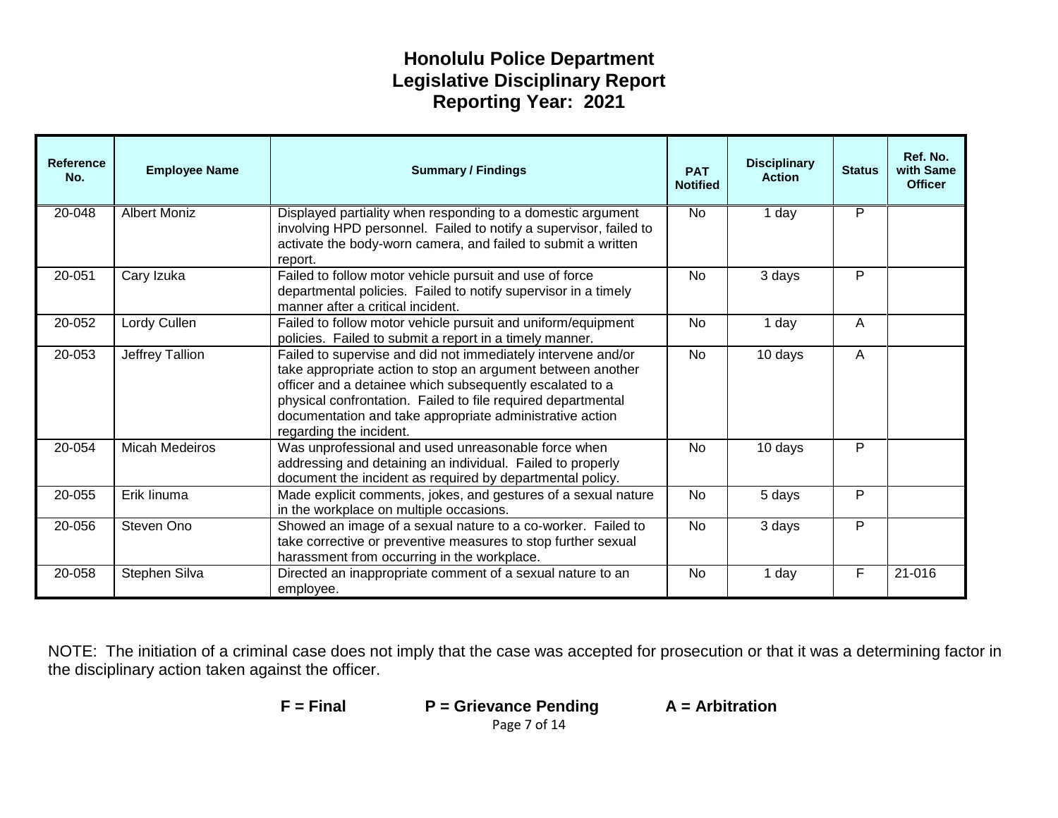# Honolulu Police Department
# Legislative Disciplinary Report
# Reporting Year: 2021

| Reference No. | Employee Name | Summary / Findings | PAT Notified | Disciplinary Action | Status | Ref. No. with Same Officer |
|---|---|---|---|---|---|---|
| 20-048 | Albert Moniz | Displayed partiality when responding to a domestic argument involving HPD personnel. Failed to notify a supervisor, failed to activate the body-worn camera, and failed to submit a written report. | No | 1 day | P | |
| 20-051 | Cary Izuka | Failed to follow motor vehicle pursuit and use of force departmental policies. Failed to notify supervisor in a timely manner after a critical incident. | No | 3 days | P | |
| 20-052 | Lordy Cullen | Failed to follow motor vehicle pursuit and uniform/equipment policies. Failed to submit a report in a timely manner. | No | 1 day | A | |
| 20-053 | Jeffrey Tallion | Failed to supervise and did not immediately intervene and/or take appropriate action to stop an argument between another officer and a detainee which subsequently escalated to a physical confrontation. Failed to file required departmental documentation and take appropriate administrative action regarding the incident. | No | 10 days | A | |
| 20-054 | Micah Medeiros | Was unprofessional and used unreasonable force when addressing and detaining an individual. Failed to properly document the incident as required by departmental policy. | No | 10 days | P | |
| 20-055 | Erik Iinuma | Made explicit comments, jokes, and gestures of a sexual nature in the workplace on multiple occasions. | No | 5 days | P | |
| 20-056 | Steven Ono | Showed an image of a sexual nature to a co-worker. Failed to take corrective or preventive measures to stop further sexual harassment from occurring in the workplace. | No | 3 days | P | |
| 20-058 | Stephen Silva | Directed an inappropriate comment of a sexual nature to an employee. | No | 1 day | F | 21-016 |

NOTE: The initiation of a criminal case does not imply that the case was accepted for prosecution or that it was a determining factor in the disciplinary action taken against the officer.

**F = Final** **P = Grievance Pending** **A = Arbitration**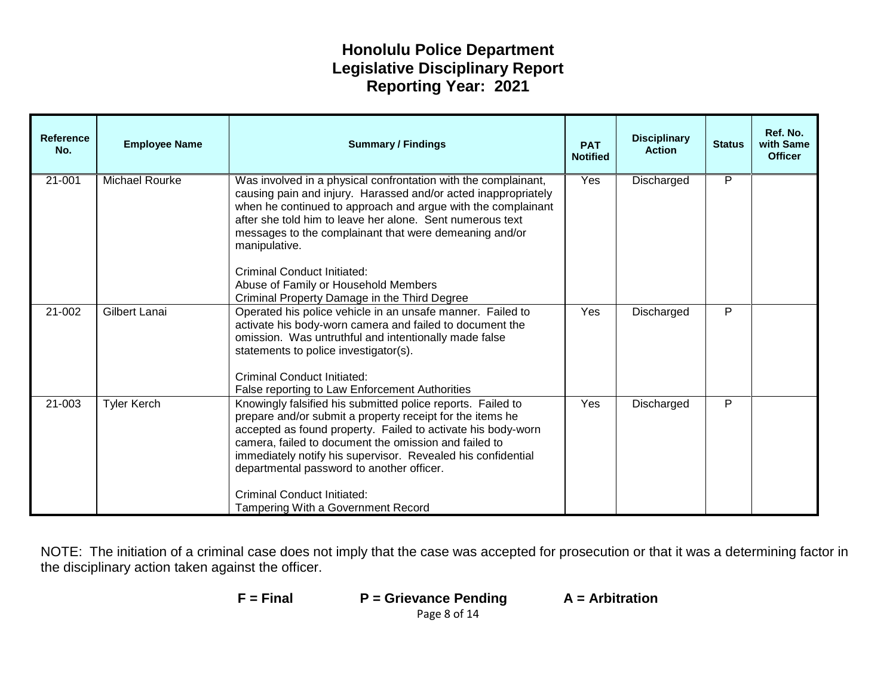# Honolulu Police Department
## Legislative Disciplinary Report
## Reporting Year: 2021

| Reference No. | Employee Name | Summary / Findings | PAT Notified | Disciplinary Action | Status | Ref. No. with Same Officer |
|---|---|---|---|---|---|---|
| 21-001 | Michael Rourke | Was involved in a physical confrontation with the complainant, causing pain and injury. Harassed and/or acted inappropriately when he continued to approach and argue with the complainant after she told him to leave her alone. Sent numerous text messages to the complainant that were demeaning and/or manipulative.<br><br>Criminal Conduct Initiated:<br>Abuse of Family or Household Members<br>Criminal Property Damage in the Third Degree | Yes | Discharged | P | |
| 21-002 | Gilbert Lanai | Operated his police vehicle in an unsafe manner. Failed to activate his body-worn camera and failed to document the omission. Was untruthful and intentionally made false statements to police investigator(s).<br><br>Criminal Conduct Initiated:<br>False reporting to Law Enforcement Authorities | Yes | Discharged | P | |
| 21-003 | Tyler Kerch | Knowingly falsified his submitted police reports. Failed to prepare and/or submit a property receipt for the items he accepted as found property. Failed to activate his body-worn camera, failed to document the omission and failed to immediately notify his supervisor. Revealed his confidential departmental password to another officer.<br><br>Criminal Conduct Initiated:<br>Tampering With a Government Record | Yes | Discharged | P | |

NOTE: The initiation of a criminal case does not imply that the case was accepted for prosecution or that it was a determining factor in the disciplinary action taken against the officer.

**F = Final** **P = Grievance Pending** **A = Arbitration**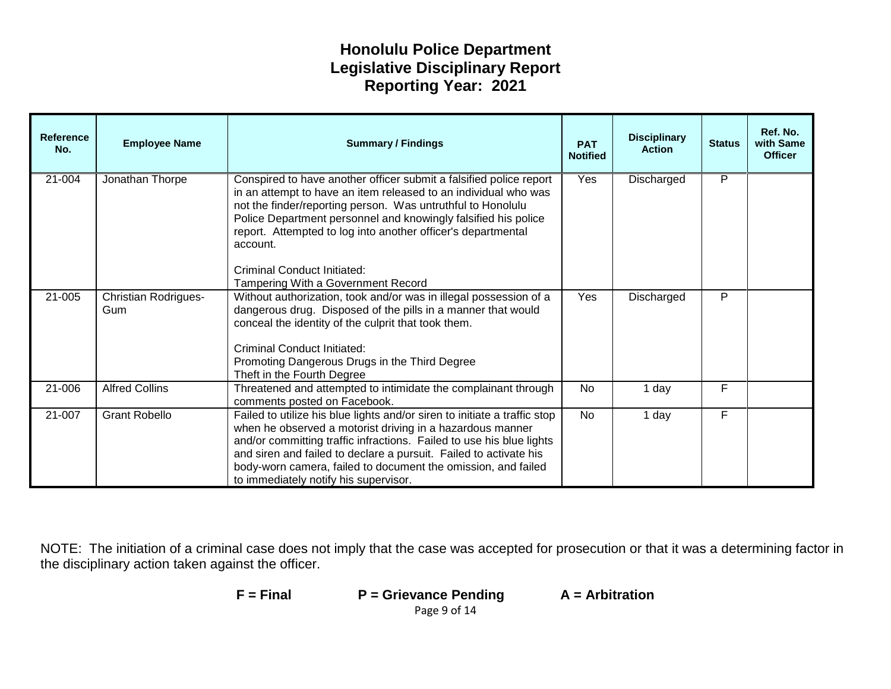# Honolulu Police Department
# Legislative Disciplinary Report
# Reporting Year: 2021

| Reference No. | Employee Name | Summary / Findings | PAT Notified | Disciplinary Action | Status | Ref. No. with Same Officer |
|---|---|---|---|---|---|---|
| 21-004 | Jonathan Thorpe | Conspired to have another officer submit a falsified police report in an attempt to have an item released to an individual who was not the finder/reporting person. Was untruthful to Honolulu Police Department personnel and knowingly falsified his police report. Attempted to log into another officer's departmental account.<br><br>Criminal Conduct Initiated:<br>Tampering With a Government Record | Yes | Discharged | P | |
| 21-005 | Christian Rodrigues-Gum | Without authorization, took and/or was in illegal possession of a dangerous drug. Disposed of the pills in a manner that would conceal the identity of the culprit that took them.<br><br>Criminal Conduct Initiated:<br>Promoting Dangerous Drugs in the Third Degree<br>Theft in the Fourth Degree | Yes | Discharged | P | |
| 21-006 | Alfred Collins | Threatened and attempted to intimidate the complainant through comments posted on Facebook. | No | 1 day | F | |
| 21-007 | Grant Robello | Failed to utilize his blue lights and/or siren to initiate a traffic stop when he observed a motorist driving in a hazardous manner and/or committing traffic infractions. Failed to use his blue lights and siren and failed to declare a pursuit. Failed to activate his body-worn camera, failed to document the omission, and failed to immediately notify his supervisor. | No | 1 day | F | |

NOTE: The initiation of a criminal case does not imply that the case was accepted for prosecution or that it was a determining factor in the disciplinary action taken against the officer.

**F = Final** **P = Grievance Pending** **A = Arbitration**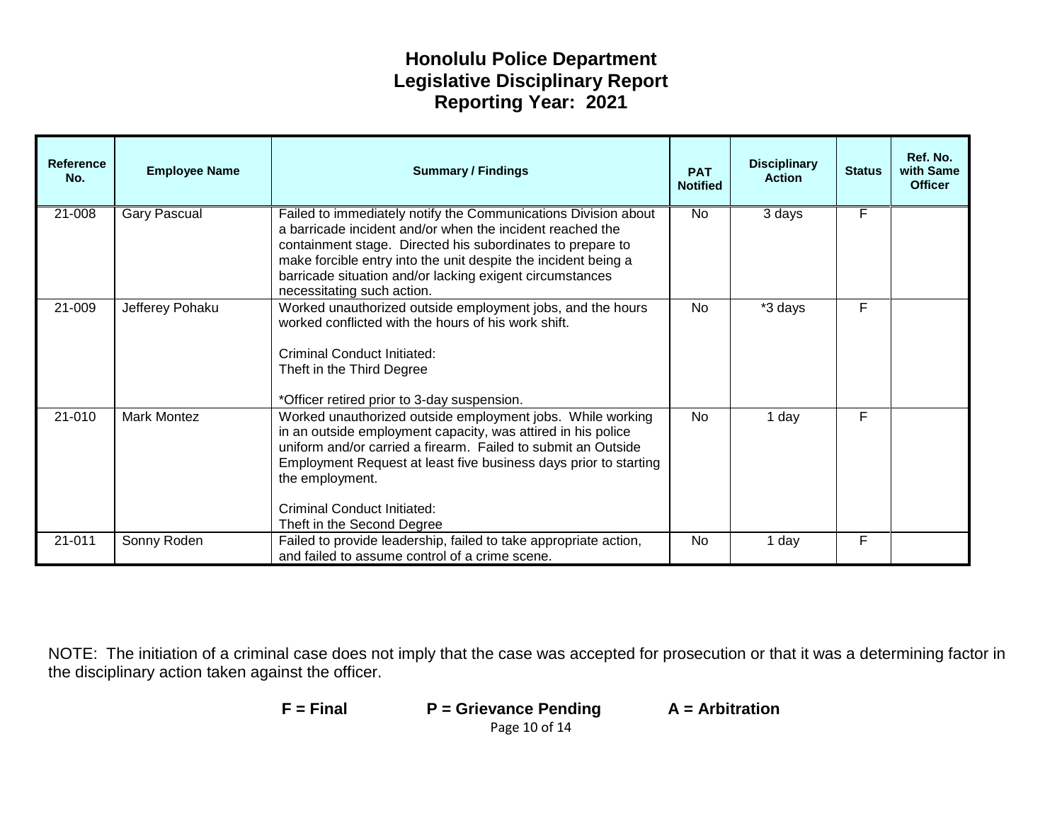# Honolulu Police Department
## Legislative Disciplinary Report
## Reporting Year: 2021

| Reference No. | Employee Name | Summary / Findings | PAT Notified | Disciplinary Action | Status | Ref. No. with Same Officer |
|---|---|---|---|---|---|---|
| 21-008 | Gary Pascual | Failed to immediately notify the Communications Division about a barricade incident and/or when the incident reached the containment stage. Directed his subordinates to prepare to make forcible entry into the unit despite the incident being a barricade situation and/or lacking exigent circumstances necessitating such action. | No | 3 days | F | |
| 21-009 | Jefferey Pohaku | Worked unauthorized outside employment jobs, and the hours worked conflicted with the hours of his work shift.<br><br>Criminal Conduct Initiated:<br>Theft in the Third Degree<br><br>*Officer retired prior to 3-day suspension. | No | *3 days | F | |
| 21-010 | Mark Montez | Worked unauthorized outside employment jobs. While working in an outside employment capacity, was attired in his police uniform and/or carried a firearm. Failed to submit an Outside Employment Request at least five business days prior to starting the employment.<br><br>Criminal Conduct Initiated:<br>Theft in the Second Degree | No | 1 day | F | |
| 21-011 | Sonny Roden | Failed to provide leadership, failed to take appropriate action, and failed to assume control of a crime scene. | No | 1 day | F | |

NOTE: The initiation of a criminal case does not imply that the case was accepted for prosecution or that it was a determining factor in the disciplinary action taken against the officer.

**F = Final** **P = Grievance Pending** **A = Arbitration**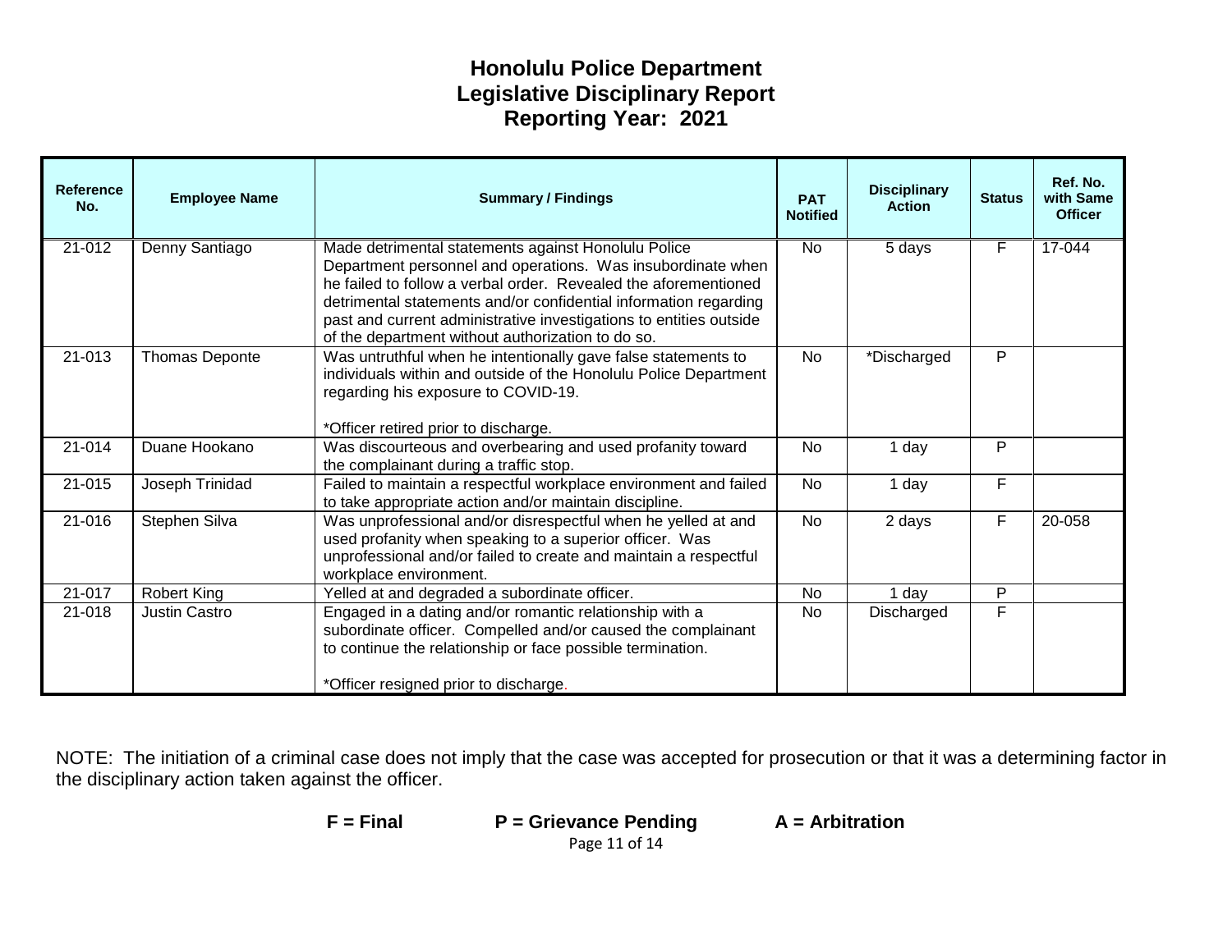# Honolulu Police Department
# Legislative Disciplinary Report
# Reporting Year: 2021

| Reference No. | Employee Name | Summary / Findings | PAT Notified | Disciplinary Action | Status | Ref. No. with Same Officer |
|---|---|---|---|---|---|---|
| 21-012 | Denny Santiago | Made detrimental statements against Honolulu Police Department personnel and operations. Was insubordinate when he failed to follow a verbal order. Revealed the aforementioned detrimental statements and/or confidential information regarding past and current administrative investigations to entities outside of the department without authorization to do so. | No | 5 days | F | 17-044 |
| 21-013 | Thomas Deponte | Was untruthful when he intentionally gave false statements to individuals within and outside of the Honolulu Police Department regarding his exposure to COVID-19.<br><br>*Officer retired prior to discharge. | No | *Discharged | P | |
| 21-014 | Duane Hookano | Was discourteous and overbearing and used profanity toward the complainant during a traffic stop. | No | 1 day | P | |
| 21-015 | Joseph Trinidad | Failed to maintain a respectful workplace environment and failed to take appropriate action and/or maintain discipline. | No | 1 day | F | |
| 21-016 | Stephen Silva | Was unprofessional and/or disrespectful when he yelled at and used profanity when speaking to a superior officer. Was unprofessional and/or failed to create and maintain a respectful workplace environment. | No | 2 days | F | 20-058 |
| 21-017 | Robert King | Yelled at and degraded a subordinate officer. | No | 1 day | P | |
| 21-018 | Justin Castro | Engaged in a dating and/or romantic relationship with a subordinate officer. Compelled and/or caused the complainant to continue the relationship or face possible termination.<br><br>*Officer resigned prior to discharge. | No | Discharged | F | |

NOTE: The initiation of a criminal case does not imply that the case was accepted for prosecution or that it was a determining factor in the disciplinary action taken against the officer.

**F = Final** **P = Grievance Pending** **A = Arbitration**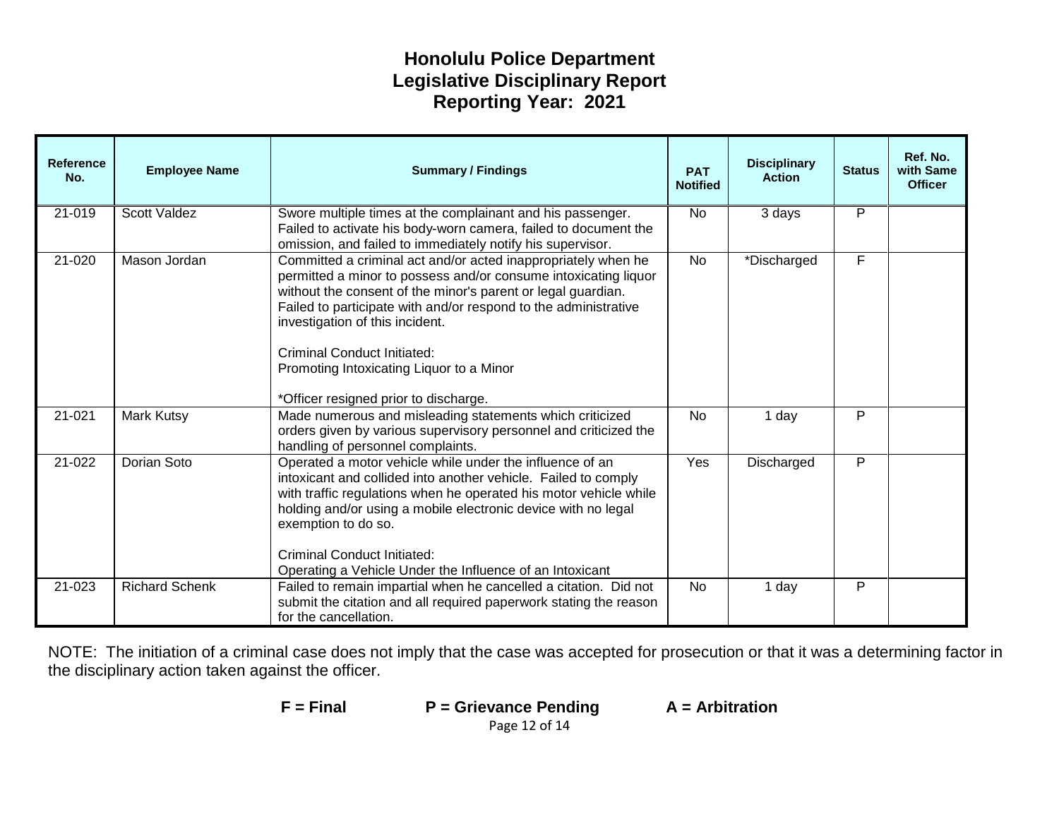# Honolulu Police Department
# Legislative Disciplinary Report
# Reporting Year: 2021

| Reference No. | Employee Name | Summary / Findings | PAT Notified | Disciplinary Action | Status | Ref. No. with Same Officer |
|---|---|---|---|---|---|---|
| 21-019 | Scott Valdez | Swore multiple times at the complainant and his passenger. Failed to activate his body-worn camera, failed to document the omission, and failed to immediately notify his supervisor. | No | 3 days | P | |
| 21-020 | Mason Jordan | Committed a criminal act and/or acted inappropriately when he permitted a minor to possess and/or consume intoxicating liquor without the consent of the minor's parent or legal guardian. Failed to participate with and/or respond to the administrative investigation of this incident.<br><br>Criminal Conduct Initiated:<br>Promoting Intoxicating Liquor to a Minor<br><br>*Officer resigned prior to discharge. | No | *Discharged | F | |
| 21-021 | Mark Kutsy | Made numerous and misleading statements which criticized orders given by various supervisory personnel and criticized the handling of personnel complaints. | No | 1 day | P | |
| 21-022 | Dorian Soto | Operated a motor vehicle while under the influence of an intoxicant and collided into another vehicle. Failed to comply with traffic regulations when he operated his motor vehicle while holding and/or using a mobile electronic device with no legal exemption to do so.<br><br>Criminal Conduct Initiated:<br>Operating a Vehicle Under the Influence of an Intoxicant | Yes | Discharged | P | |
| 21-023 | Richard Schenk | Failed to remain impartial when he cancelled a citation. Did not submit the citation and all required paperwork stating the reason for the cancellation. | No | 1 day | P | |

NOTE: The initiation of a criminal case does not imply that the case was accepted for prosecution or that it was a determining factor in the disciplinary action taken against the officer.

**F = Final** **P = Grievance Pending** **A = Arbitration**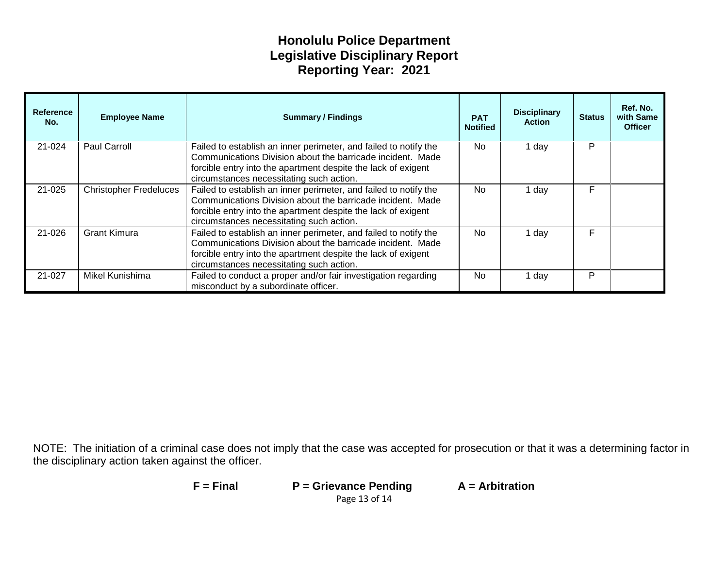# Honolulu Police Department
## Legislative Disciplinary Report
## Reporting Year: 2021

| Reference No. | Employee Name | Summary / Findings | PAT Notified | Disciplinary Action | Status | Ref. No. with Same Officer |
|---|---|---|---|---|---|---|
| 21-024 | Paul Carroll | Failed to establish an inner perimeter, and failed to notify the Communications Division about the barricade incident. Made forcible entry into the apartment despite the lack of exigent circumstances necessitating such action. | No | 1 day | P | |
| 21-025 | Christopher Fredeluces | Failed to establish an inner perimeter, and failed to notify the Communications Division about the barricade incident. Made forcible entry into the apartment despite the lack of exigent circumstances necessitating such action. | No | 1 day | F | |
| 21-026 | Grant Kimura | Failed to establish an inner perimeter, and failed to notify the Communications Division about the barricade incident. Made forcible entry into the apartment despite the lack of exigent circumstances necessitating such action. | No | 1 day | F | |
| 21-027 | Mikel Kunishima | Failed to conduct a proper and/or fair investigation regarding misconduct by a subordinate officer. | No | 1 day | P | |

NOTE: The initiation of a criminal case does not imply that the case was accepted for prosecution or that it was a determining factor in the disciplinary action taken against the officer.

**F = Final** **P = Grievance Pending** **A = Arbitration**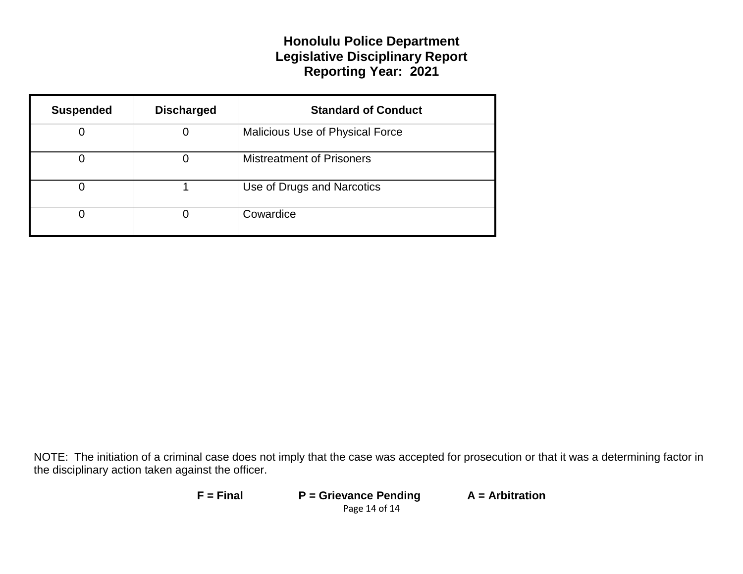# Honolulu Police Department
## Legislative Disciplinary Report
### Reporting Year: 2021

| Suspended | Discharged | Standard of Conduct |
|---|---|---|
| 0 | 0 | Malicious Use of Physical Force |
| 0 | 0 | Mistreatment of Prisoners |
| 0 | 1 | Use of Drugs and Narcotics |
| 0 | 0 | Cowardice |

NOTE: The initiation of a criminal case does not imply that the case was accepted for prosecution or that it was a determining factor in the disciplinary action taken against the officer.

**F = Final** **P = Grievance Pending** **A = Arbitration**